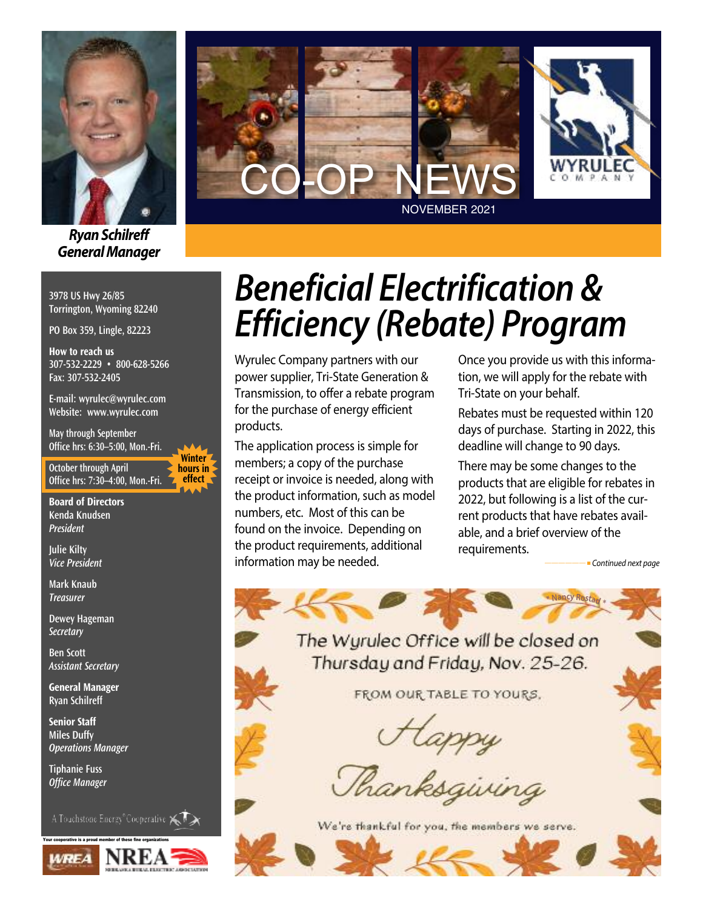**Ryan Schilreff**
**General Manager**

# CO-OP NEWS

NOVEMBER 2021

WYRULEC COMPANY

3978 US Hwy 26/85
Torrington, Wyoming 82240

PO Box 359, Lingle, 82223

**How to reach us**
307-532-2229 • 800-628-5266
Fax: 307-532-2405

E-mail: wyrulec@wyrulec.com
Website: www.wyrulec.com

May through September
Office hrs: 6:30–5:00, Mon.-Fri.

October through April
Office hrs: 7:30–4:00, Mon.-Fri.

**Winter hours in effect**

**Board of Directors**
Kenda Knudsen
*President*

Julie Kilty
*Vice President*

Mark Knaub
*Treasurer*

Dewey Hageman
*Secretary*

Ben Scott
*Assistant Secretary*

**General Manager**
Ryan Schilreff

**Senior Staff**
Miles Duffy
*Operations Manager*

Tiphanie Fuss
*Office Manager*

A Touchstone Energy® Cooperative

Your cooperative is a proud member of these fine organizations

WREA NREA

# Beneficial Electrification & Efficiency (Rebate) Program

Wyrulec Company partners with our power supplier, Tri-State Generation & Transmission, to offer a rebate program for the purchase of energy efficient products.

The application process is simple for members; a copy of the purchase receipt or invoice is needed, along with the product information, such as model numbers, etc. Most of this can be found on the invoice. Depending on the product requirements, additional information may be needed.

Once you provide us with this information, we will apply for the rebate with Tri-State on your behalf.

Rebates must be requested within 120 days of purchase. Starting in 2022, this deadline will change to 90 days.

There may be some changes to the products that are eligible for rebates in 2022, but following is a list of the current products that have rebates available, and a brief overview of the requirements.

*Continued next page*

* Nancy Rostad *

The Wyrulec Office will be closed on Thursday and Friday, Nov. 25-26.

FROM OUR TABLE TO YOURS,

Happy Thanksgiving

We're thankful for you, the members we serve.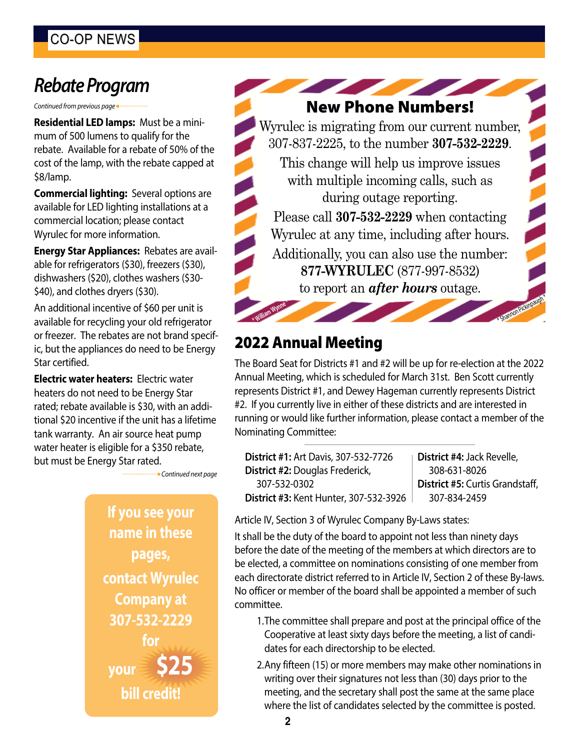# Rebate Program

*Continued from previous page*

**Residential LED lamps:** Must be a minimum of 500 lumens to qualify for the rebate. Available for a rebate of 50% of the cost of the lamp, with the rebate capped at $8/lamp.

**Commercial lighting:** Several options are available for LED lighting installations at a commercial location; please contact Wyrulec for more information.

**Energy Star Appliances:** Rebates are available for refrigerators ($30), freezers ($30), dishwashers ($20), clothes washers ($30-$40), and clothes dryers ($30).

An additional incentive of $60 per unit is available for recycling your old refrigerator or freezer. The rebates are not brand specific, but the appliances do need to be Energy Star certified.

**Electric water heaters:** Electric water heaters do not need to be Energy Star rated; rebate available is $30, with an additional $20 incentive if the unit has a lifetime tank warranty. An air source heat pump water heater is eligible for a $350 rebate, but must be Energy Star rated.

*Continued next page*

**If you see your name in these pages, contact Wyrulec Company at 307-532-2229 for your $25 bill credit!**

## New Phone Numbers!

Wyrulec is migrating from our current number, 307-837-2225, to the number **307-532-2229**.

This change will help us improve issues with multiple incoming calls, such as during outage reporting.

Please call **307-532-2229** when contacting Wyrulec at any time, including after hours.

Additionally, you can also use the number: **877-WYRULEC** (877-997-8532) to report an ***after hours*** outage.

* William Wynne   * Shannon Pickinpaugh *

## 2022 Annual Meeting

The Board Seat for Districts #1 and #2 will be up for re-election at the 2022 Annual Meeting, which is scheduled for March 31st. Ben Scott currently represents District #1, and Dewey Hageman currently represents District #2. If you currently live in either of these districts and are interested in running or would like further information, please contact a member of the Nominating Committee:

**District #1:** Art Davis, 307-532-7726
**District #2:** Douglas Frederick, 307-532-0302
**District #3:** Kent Hunter, 307-532-3926
**District #4:** Jack Revelle, 308-631-8026
**District #5:** Curtis Grandstaff, 307-834-2459

Article IV, Section 3 of Wyrulec Company By-Laws states:

It shall be the duty of the board to appoint not less than ninety days before the date of the meeting of the members at which directors are to be elected, a committee on nominations consisting of one member from each directorate district referred to in Article IV, Section 2 of these By-laws. No officer or member of the board shall be appointed a member of such committee.

1. The committee shall prepare and post at the principal office of the Cooperative at least sixty days before the meeting, a list of candidates for each directorship to be elected.
2. Any fifteen (15) or more members may make other nominations in writing over their signatures not less than (30) days prior to the meeting, and the secretary shall post the same at the same place where the list of candidates selected by the committee is posted.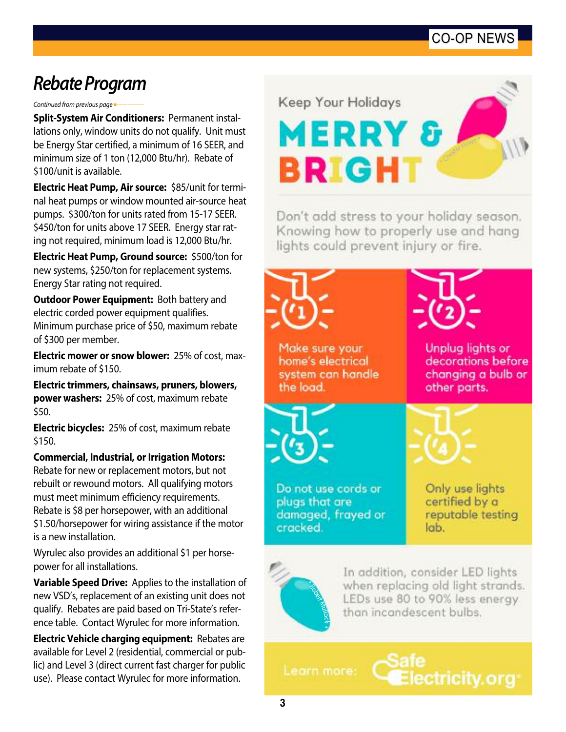# Rebate Program

*Continued from previous page*

**Split-System Air Conditioners:** Permanent installations only, window units do not qualify. Unit must be Energy Star certified, a minimum of 16 SEER, and minimum size of 1 ton (12,000 Btu/hr). Rebate of $100/unit is available.

**Electric Heat Pump, Air source:** $85/unit for terminal heat pumps or window mounted air-source heat pumps. $300/ton for units rated from 15-17 SEER. $450/ton for units above 17 SEER. Energy star rating not required, minimum load is 12,000 Btu/hr.

**Electric Heat Pump, Ground source:** $500/ton for new systems, $250/ton for replacement systems. Energy Star rating not required.

**Outdoor Power Equipment:** Both battery and electric corded power equipment qualifies. Minimum purchase price of $50, maximum rebate of $300 per member.

**Electric mower or snow blower:** 25% of cost, maximum rebate of $150.

**Electric trimmers, chainsaws, pruners, blowers, power washers:** 25% of cost, maximum rebate $50.

**Electric bicycles:** 25% of cost, maximum rebate $150.

**Commercial, Industrial, or Irrigation Motors:** Rebate for new or replacement motors, but not rebuilt or rewound motors. All qualifying motors must meet minimum efficiency requirements. Rebate is $8 per horsepower, with an additional $1.50/horsepower for wiring assistance if the motor is a new installation.

Wyrulec also provides an additional $1 per horsepower for all installations.

**Variable Speed Drive:** Applies to the installation of new VSD's, replacement of an existing unit does not qualify. Rebates are paid based on Tri-State's reference table. Contact Wyrulec for more information.

**Electric Vehicle charging equipment:** Rebates are available for Level 2 (residential, commercial or public) and Level 3 (direct current fast charger for public use). Please contact Wyrulec for more information.

## Keep Your Holidays MERRY & BRIGHT

Don't add stress to your holiday season. Knowing how to properly use and hang lights could prevent injury or fire.

1. Make sure your home's electrical system can handle the load.
2. Unplug lights or decorations before changing a bulb or other parts.
3. Do not use cords or plugs that are damaged, frayed or cracked.
4. Only use lights certified by a reputable testing lab.

In addition, consider LED lights when replacing old light strands. LEDs use 80 to 90% less energy than incandescent bulbs.

Learn more: SafeElectricity.org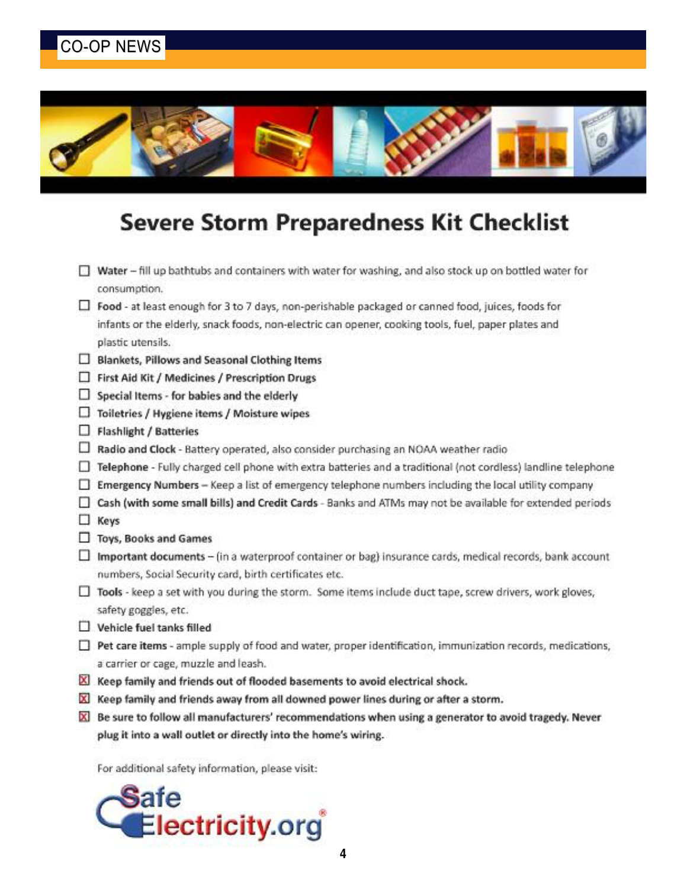# Severe Storm Preparedness Kit Checklist

- ☐ **Water** – fill up bathtubs and containers with water for washing, and also stock up on bottled water for consumption.
- ☐ **Food** - at least enough for 3 to 7 days, non-perishable packaged or canned food, juices, foods for infants or the elderly, snack foods, non-electric can opener, cooking tools, fuel, paper plates and plastic utensils.
- ☐ **Blankets, Pillows and Seasonal Clothing Items**
- ☐ **First Aid Kit / Medicines / Prescription Drugs**
- ☐ **Special Items - for babies and the elderly**
- ☐ **Toiletries / Hygiene items / Moisture wipes**
- ☐ **Flashlight / Batteries**
- ☐ **Radio and Clock** - Battery operated, also consider purchasing an NOAA weather radio
- ☐ **Telephone** - Fully charged cell phone with extra batteries and a traditional (not cordless) landline telephone
- ☐ **Emergency Numbers** – Keep a list of emergency telephone numbers including the local utility company
- ☐ **Cash (with some small bills) and Credit Cards** - Banks and ATMs may not be available for extended periods
- ☐ **Keys**
- ☐ **Toys, Books and Games**
- ☐ **Important documents** – (in a waterproof container or bag) insurance cards, medical records, bank account numbers, Social Security card, birth certificates etc.
- ☐ **Tools** - keep a set with you during the storm. Some items include duct tape, screw drivers, work gloves, safety goggles, etc.
- ☐ **Vehicle fuel tanks filled**
- ☐ **Pet care items** - ample supply of food and water, proper identification, immunization records, medications, a carrier or cage, muzzle and leash.
- ☒ **Keep family and friends out of flooded basements to avoid electrical shock.**
- ☒ **Keep family and friends away from all downed power lines during or after a storm.**
- ☒ **Be sure to follow all manufacturers' recommendations when using a generator to avoid tragedy. Never plug it into a wall outlet or directly into the home's wiring.**

For additional safety information, please visit:

SafeElectricity.org®